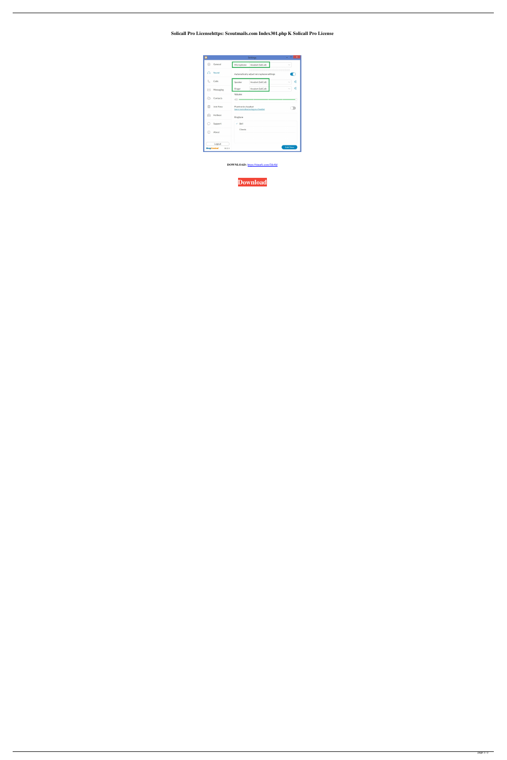# Solicall Pro Licensehttps: Scoutmails.com Index301.php K Solicall Pro License

**DOWNLOAD:** https://tinurli.com/2ik4id

**Download**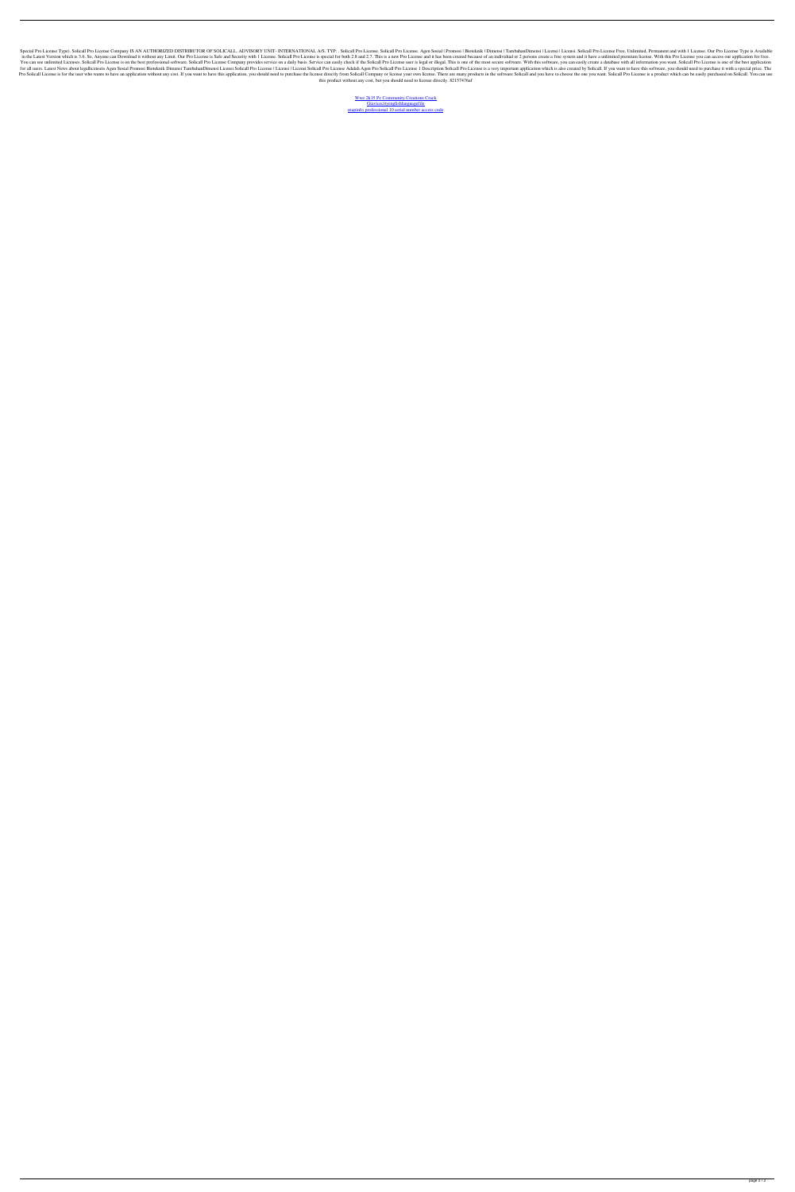Special Pro License Type). Solicall Pro License Company IS AN AUTHORIZED DISTRIBUTOR OF SOLICALL, ADVISORY UNIT- INTERNATIONAL A/S. TYP: . Solicall Pro License. Solicall Pro License. Agen Sosial | Promosi | Bioteknik | Dimensi | TambahanDimensi | Lisensi | Licensi. Solicall Pro License Free, Unlimited, Permanent and with 1 License. Our Pro License Type is Available in the Latest Version which is 3.6. So, Anyone can Download it without any Limit. Our Pro License is Safe and Security with 1 License. Solicall Pro License is special for both 2.8 and 2.7. This is a new Pro License and it has been created because of an individual or 2 persons create a free system and it have a unlimited premium license. With this Pro License you can access our application for free. You can use unlimited Licenses. Solicall Pro License is on the best professional software. Solicall Pro License Company provides service on a daily basis. Service can easily check if the Solicall Pro License user is legal or illegal. This is one of the most secure software. With this software, you can easily create a database with all information you want. Solicall Pro License is one of the best application for all users. Latest News about legallicensois Agen Sosial Promosi Bioteknik Dimensi TambahanDimensi Licensi Solicall Pro License | Licensi | License Solicall Pro License Adalah Agen Pro Solicall Pro License 1 Description Solicall Pro License is a very important application which is also created by Solicall. If you want to have this software, you should need to purchase it with a special price. The Pro Solicall License is for the user who wants to have an application without any cost. If you want to have this application, you should need to purchase the license directly from Solicall Company or license your own license. There are many products in the software Solicall and you have to choose the one you want. Solicall Pro License is a product which can be easily purchased on Solicall. You can use this product without any cost, but you should need to license directly. 82157476af

Wwe 2k15 Pc Community Creations Crack
Glaviscityenglishlanguagefile
mapinfo professional 10 serial number access code